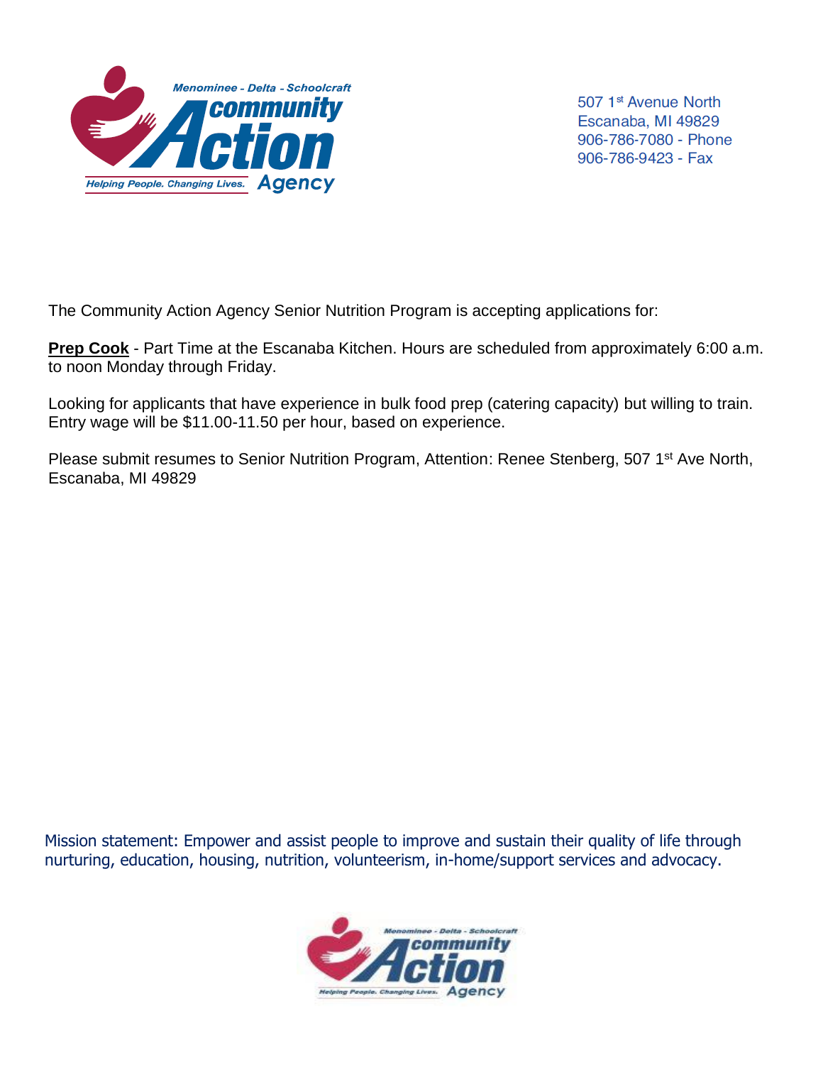Menominee - Delta - Schoolcraft Community Action Agency

Helping People. Changing Lives.

507 1st Avenue North
Escanaba, MI 49829
906-786-7080 - Phone
906-786-9423 - Fax

The Community Action Agency Senior Nutrition Program is accepting applications for:

**Prep Cook** - Part Time at the Escanaba Kitchen. Hours are scheduled from approximately 6:00 a.m. to noon Monday through Friday.

Looking for applicants that have experience in bulk food prep (catering capacity) but willing to train. Entry wage will be $11.00-11.50 per hour, based on experience.

Please submit resumes to Senior Nutrition Program, Attention: Renee Stenberg, 507 1st Ave North, Escanaba, MI 49829

Mission statement: Empower and assist people to improve and sustain their quality of life through nurturing, education, housing, nutrition, volunteerism, in-home/support services and advocacy.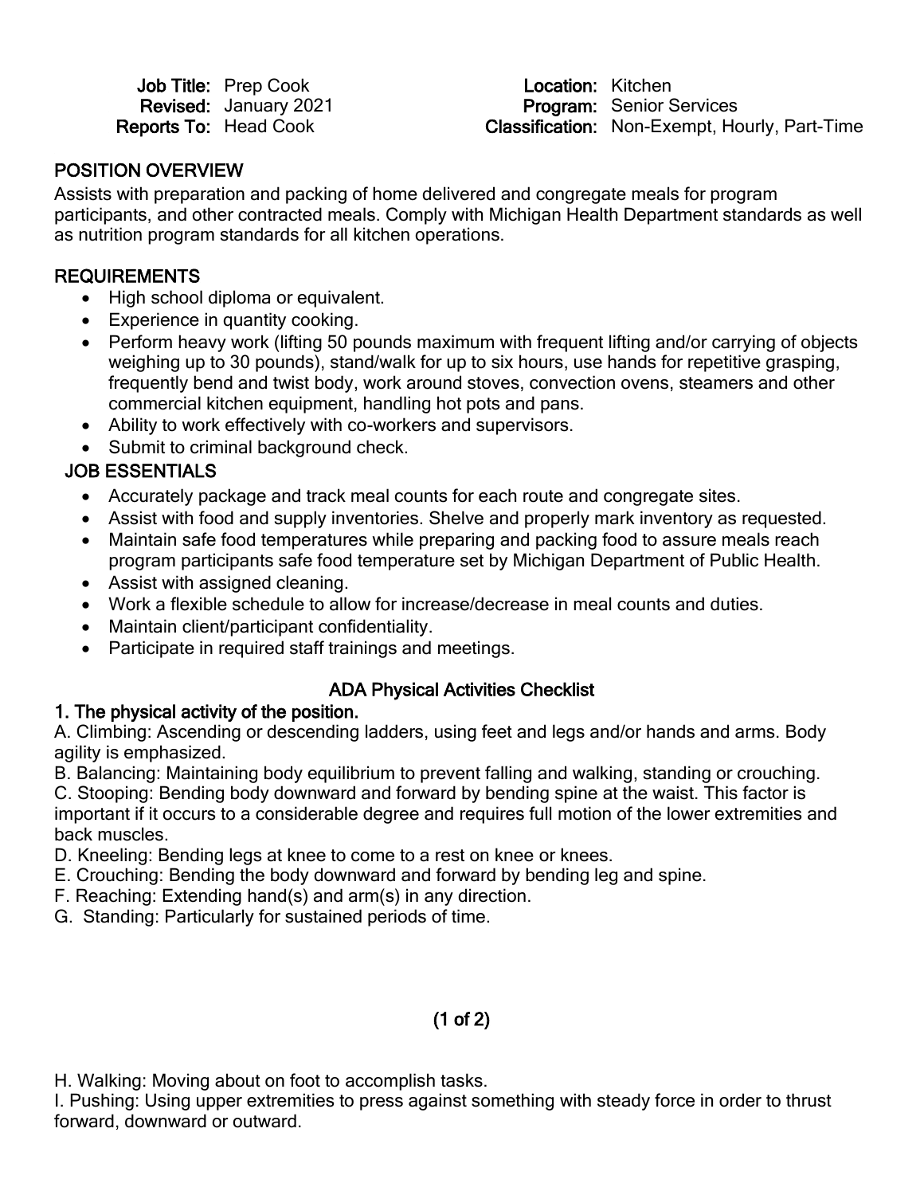**Job Title:** Prep Cook
**Revised:** January 2021
**Reports To:** Head Cook

**Location:** Kitchen
**Program:** Senior Services
**Classification:** Non-Exempt, Hourly, Part-Time

## POSITION OVERVIEW

Assists with preparation and packing of home delivered and congregate meals for program participants, and other contracted meals. Comply with Michigan Health Department standards as well as nutrition program standards for all kitchen operations.

## REQUIREMENTS

- High school diploma or equivalent.
- Experience in quantity cooking.
- Perform heavy work (lifting 50 pounds maximum with frequent lifting and/or carrying of objects weighing up to 30 pounds), stand/walk for up to six hours, use hands for repetitive grasping, frequently bend and twist body, work around stoves, convection ovens, steamers and other commercial kitchen equipment, handling hot pots and pans.
- Ability to work effectively with co-workers and supervisors.
- Submit to criminal background check.

## JOB ESSENTIALS

- Accurately package and track meal counts for each route and congregate sites.
- Assist with food and supply inventories. Shelve and properly mark inventory as requested.
- Maintain safe food temperatures while preparing and packing food to assure meals reach program participants safe food temperature set by Michigan Department of Public Health.
- Assist with assigned cleaning.
- Work a flexible schedule to allow for increase/decrease in meal counts and duties.
- Maintain client/participant confidentiality.
- Participate in required staff trainings and meetings.

## ADA Physical Activities Checklist

### 1. The physical activity of the position.

A. Climbing: Ascending or descending ladders, using feet and legs and/or hands and arms. Body agility is emphasized.
B. Balancing: Maintaining body equilibrium to prevent falling and walking, standing or crouching.
C. Stooping: Bending body downward and forward by bending spine at the waist. This factor is important if it occurs to a considerable degree and requires full motion of the lower extremities and back muscles.
D. Kneeling: Bending legs at knee to come to a rest on knee or knees.
E. Crouching: Bending the body downward and forward by bending leg and spine.
F. Reaching: Extending hand(s) and arm(s) in any direction.
G. Standing: Particularly for sustained periods of time.

H. Walking: Moving about on foot to accomplish tasks.
I. Pushing: Using upper extremities to press against something with steady force in order to thrust forward, downward or outward.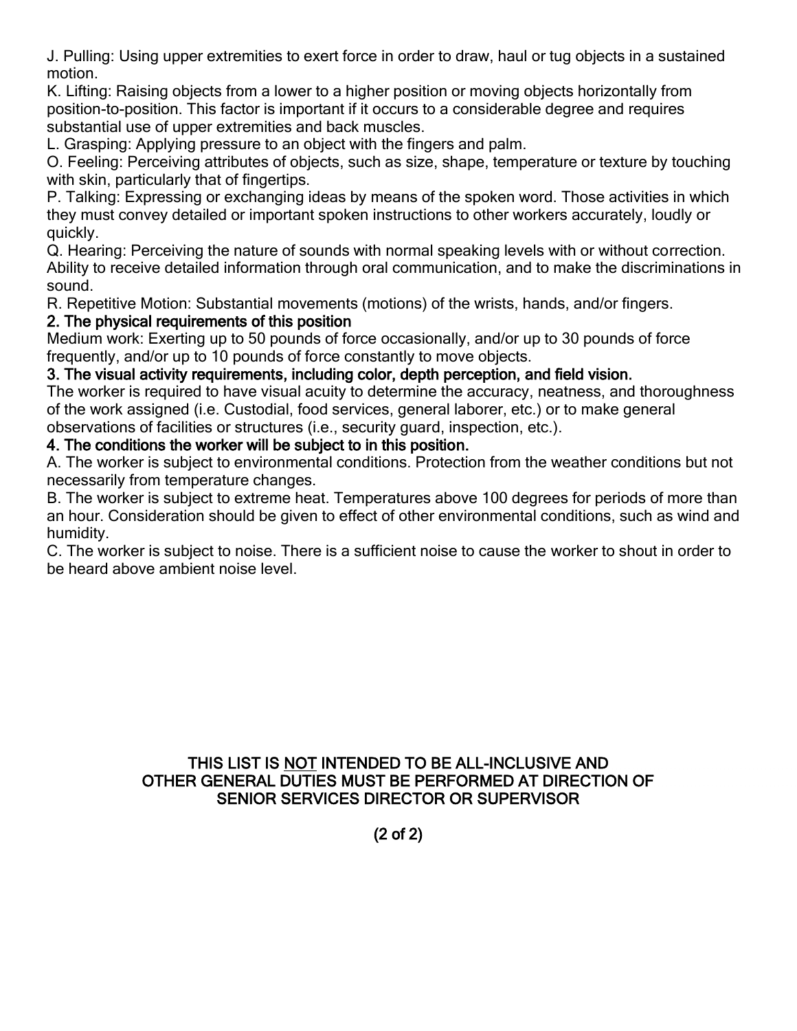J. Pulling: Using upper extremities to exert force in order to draw, haul or tug objects in a sustained motion.

K. Lifting: Raising objects from a lower to a higher position or moving objects horizontally from position-to-position. This factor is important if it occurs to a considerable degree and requires substantial use of upper extremities and back muscles.

L. Grasping: Applying pressure to an object with the fingers and palm.

O. Feeling: Perceiving attributes of objects, such as size, shape, temperature or texture by touching with skin, particularly that of fingertips.

P. Talking: Expressing or exchanging ideas by means of the spoken word. Those activities in which they must convey detailed or important spoken instructions to other workers accurately, loudly or quickly.

Q. Hearing: Perceiving the nature of sounds with normal speaking levels with or without correction. Ability to receive detailed information through oral communication, and to make the discriminations in sound.

R. Repetitive Motion: Substantial movements (motions) of the wrists, hands, and/or fingers.

**2. The physical requirements of this position**

Medium work: Exerting up to 50 pounds of force occasionally, and/or up to 30 pounds of force frequently, and/or up to 10 pounds of force constantly to move objects.

**3. The visual activity requirements, including color, depth perception, and field vision.**

The worker is required to have visual acuity to determine the accuracy, neatness, and thoroughness of the work assigned (i.e. Custodial, food services, general laborer, etc.) or to make general observations of facilities or structures (i.e., security guard, inspection, etc.).

**4. The conditions the worker will be subject to in this position.**

A. The worker is subject to environmental conditions. Protection from the weather conditions but not necessarily from temperature changes.

B. The worker is subject to extreme heat. Temperatures above 100 degrees for periods of more than an hour. Consideration should be given to effect of other environmental conditions, such as wind and humidity.

C. The worker is subject to noise. There is a sufficient noise to cause the worker to shout in order to be heard above ambient noise level.

THIS LIST IS <u>NOT</u> INTENDED TO BE ALL-INCLUSIVE AND
OTHER GENERAL DUTIES MUST BE PERFORMED AT DIRECTION OF
SENIOR SERVICES DIRECTOR OR SUPERVISOR